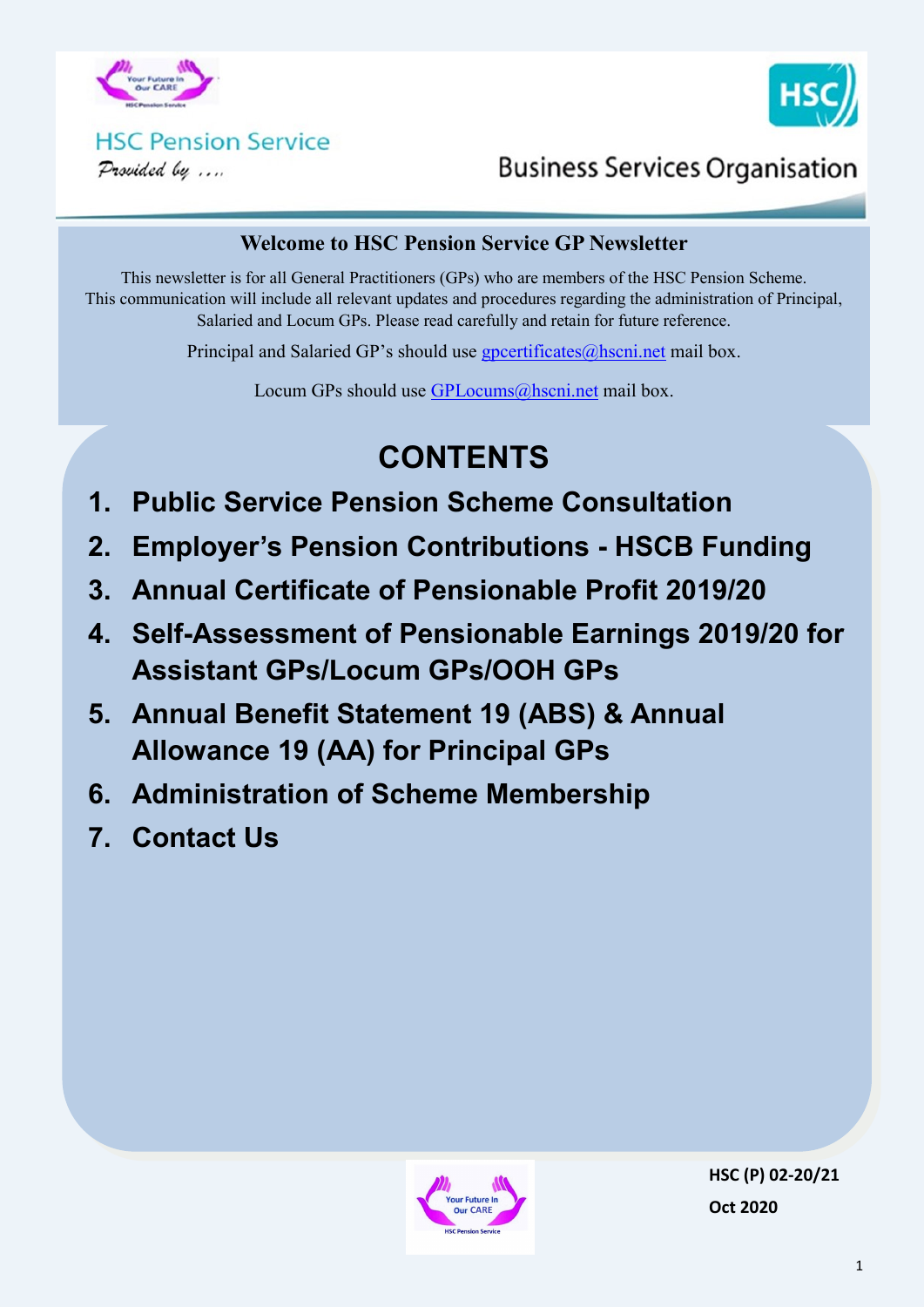HSC Pension Service

*Provided by ....*

Business Services Organisation

## Welcome to HSC Pension Service GP Newsletter

This newsletter is for all General Practitioners (GPs) who are members of the HSC Pension Scheme. This communication will include all relevant updates and procedures regarding the administration of Principal, Salaried and Locum GPs. Please read carefully and retain for future reference.

Principal and Salaried GP's should use gpcertificates@hscni.net mail box.

Locum GPs should use GPLocums@hscni.net mail box.

# CONTENTS

1. **Public Service Pension Scheme Consultation**
2. **Employer's Pension Contributions - HSCB Funding**
3. **Annual Certificate of Pensionable Profit 2019/20**
4. **Self-Assessment of Pensionable Earnings 2019/20 for Assistant GPs/Locum GPs/OOH GPs**
5. **Annual Benefit Statement 19 (ABS) & Annual Allowance 19 (AA) for Principal GPs**
6. **Administration of Scheme Membership**
7. **Contact Us**

**HSC (P) 02-20/21**

**Oct 2020**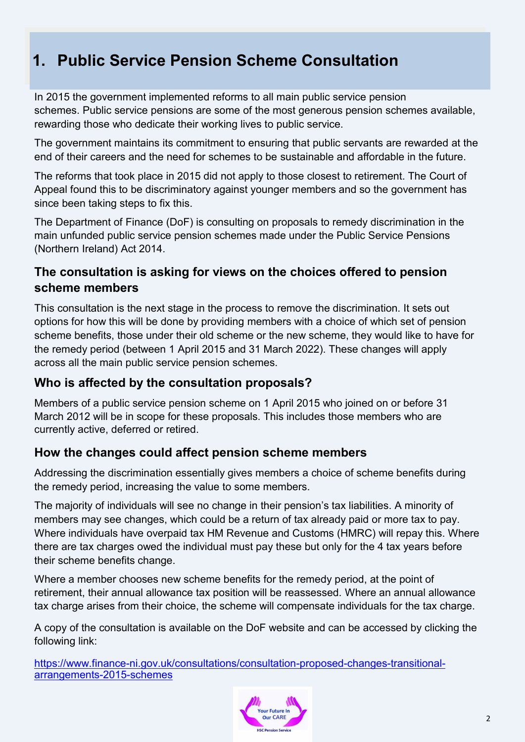# 1. Public Service Pension Scheme Consultation

In 2015 the government implemented reforms to all main public service pension schemes. Public service pensions are some of the most generous pension schemes available, rewarding those who dedicate their working lives to public service.

The government maintains its commitment to ensuring that public servants are rewarded at the end of their careers and the need for schemes to be sustainable and affordable in the future.

The reforms that took place in 2015 did not apply to those closest to retirement. The Court of Appeal found this to be discriminatory against younger members and so the government has since been taking steps to fix this.

The Department of Finance (DoF) is consulting on proposals to remedy discrimination in the main unfunded public service pension schemes made under the Public Service Pensions (Northern Ireland) Act 2014.

## The consultation is asking for views on the choices offered to pension scheme members

This consultation is the next stage in the process to remove the discrimination. It sets out options for how this will be done by providing members with a choice of which set of pension scheme benefits, those under their old scheme or the new scheme, they would like to have for the remedy period (between 1 April 2015 and 31 March 2022). These changes will apply across all the main public service pension schemes.

## Who is affected by the consultation proposals?

Members of a public service pension scheme on 1 April 2015 who joined on or before 31 March 2012 will be in scope for these proposals. This includes those members who are currently active, deferred or retired.

## How the changes could affect pension scheme members

Addressing the discrimination essentially gives members a choice of scheme benefits during the remedy period, increasing the value to some members.

The majority of individuals will see no change in their pension's tax liabilities. A minority of members may see changes, which could be a return of tax already paid or more tax to pay. Where individuals have overpaid tax HM Revenue and Customs (HMRC) will repay this. Where there are tax charges owed the individual must pay these but only for the 4 tax years before their scheme benefits change.

Where a member chooses new scheme benefits for the remedy period, at the point of retirement, their annual allowance tax position will be reassessed. Where an annual allowance tax charge arises from their choice, the scheme will compensate individuals for the tax charge.

A copy of the consultation is available on the DoF website and can be accessed by clicking the following link:

[https://www.finance-ni.gov.uk/consultations/consultation-proposed-changes-transitional-arrangements-2015-schemes](https://www.finance-ni.gov.uk/consultations/consultation-proposed-changes-transitional-arrangements-2015-schemes)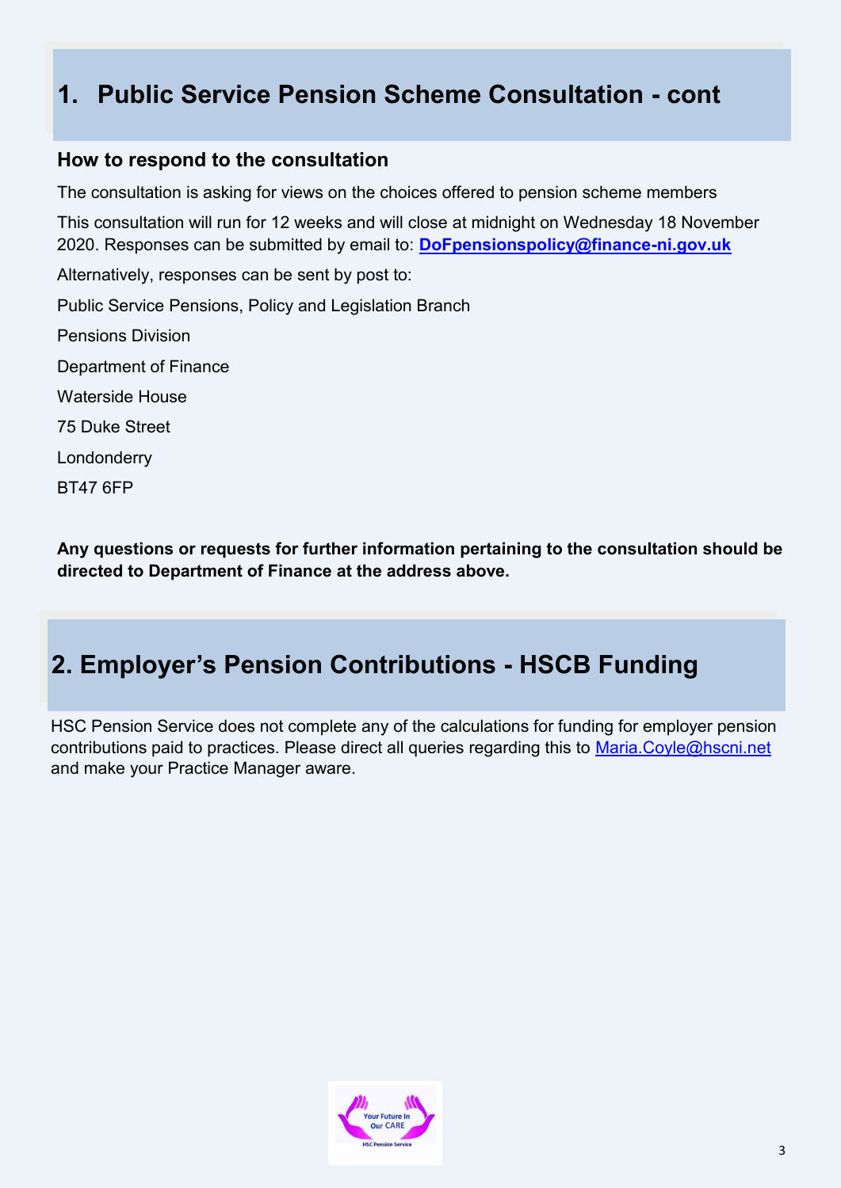## 1. Public Service Pension Scheme Consultation - cont

### How to respond to the consultation

The consultation is asking for views on the choices offered to pension scheme members

This consultation will run for 12 weeks and will close at midnight on Wednesday 18 November 2020. Responses can be submitted by email to: **DoFpensionspolicy@finance-ni.gov.uk**

Alternatively, responses can be sent by post to:

Public Service Pensions, Policy and Legislation Branch

Pensions Division

Department of Finance

Waterside House

75 Duke Street

Londonderry

BT47 6FP

**Any questions or requests for further information pertaining to the consultation should be directed to Department of Finance at the address above.**

## 2. Employer's Pension Contributions - HSCB Funding

HSC Pension Service does not complete any of the calculations for funding for employer pension contributions paid to practices. Please direct all queries regarding this to Maria.Coyle@hscni.net and make your Practice Manager aware.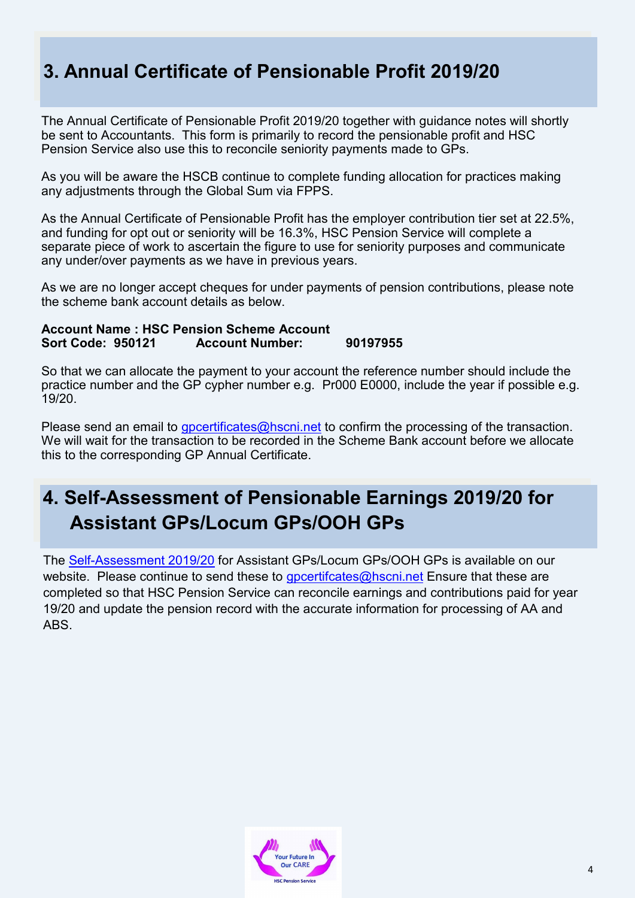## 3. Annual Certificate of Pensionable Profit 2019/20

The Annual Certificate of Pensionable Profit 2019/20 together with guidance notes will shortly be sent to Accountants. This form is primarily to record the pensionable profit and HSC Pension Service also use this to reconcile seniority payments made to GPs.

As you will be aware the HSCB continue to complete funding allocation for practices making any adjustments through the Global Sum via FPPS.

As the Annual Certificate of Pensionable Profit has the employer contribution tier set at 22.5%, and funding for opt out or seniority will be 16.3%, HSC Pension Service will complete a separate piece of work to ascertain the figure to use for seniority purposes and communicate any under/over payments as we have in previous years.

As we are no longer accept cheques for under payments of pension contributions, please note the scheme bank account details as below.

**Account Name : HSC Pension Scheme Account**
**Sort Code: 950121 Account Number: 90197955**

So that we can allocate the payment to your account the reference number should include the practice number and the GP cypher number e.g. Pr000 E0000, include the year if possible e.g. 19/20.

Please send an email to gpcertificates@hscni.net to confirm the processing of the transaction. We will wait for the transaction to be recorded in the Scheme Bank account before we allocate this to the corresponding GP Annual Certificate.

## 4. Self-Assessment of Pensionable Earnings 2019/20 for Assistant GPs/Locum GPs/OOH GPs

The Self-Assessment 2019/20 for Assistant GPs/Locum GPs/OOH GPs is available on our website. Please continue to send these to gpcertifcates@hscni.net Ensure that these are completed so that HSC Pension Service can reconcile earnings and contributions paid for year 19/20 and update the pension record with the accurate information for processing of AA and ABS.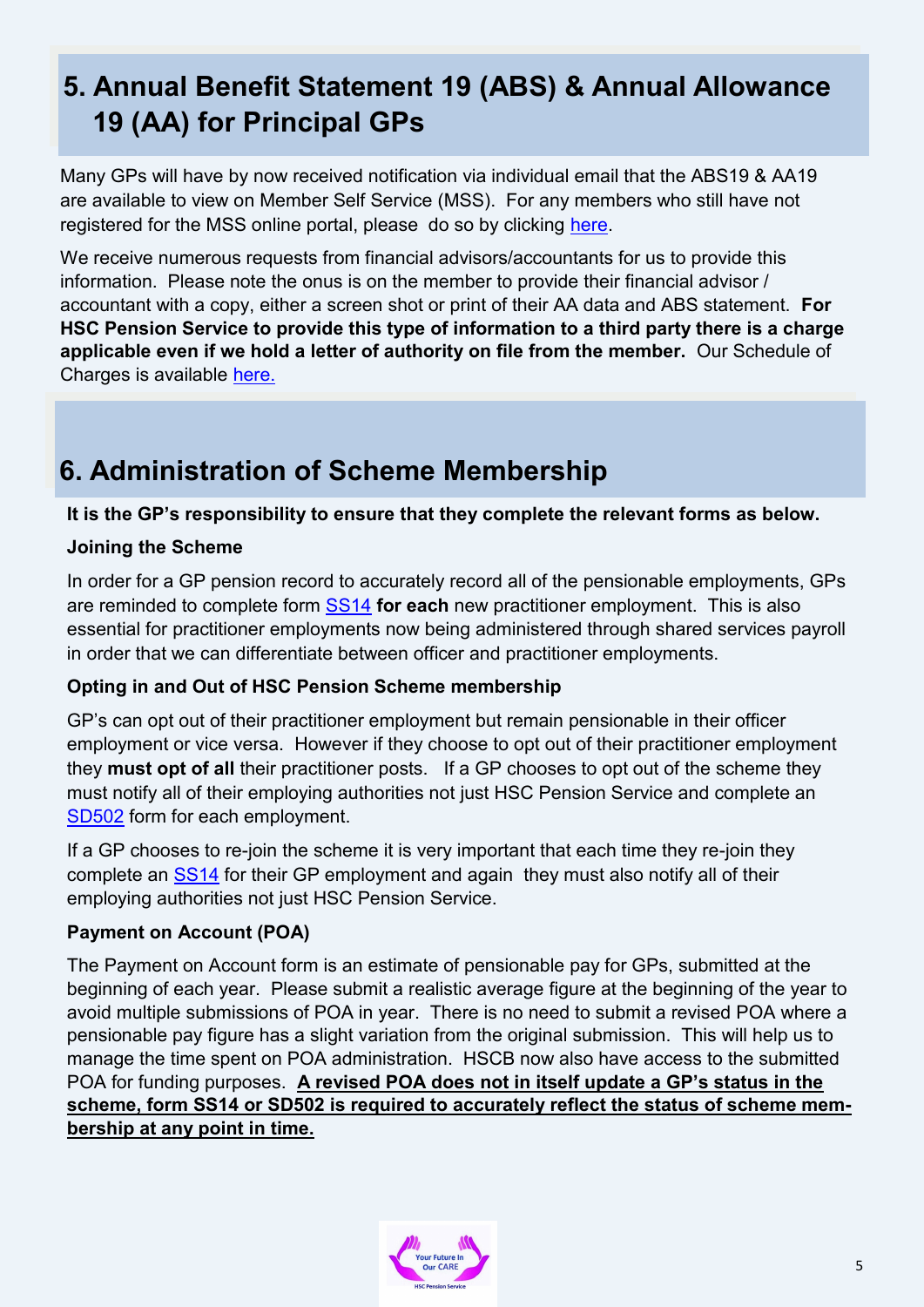## 5. Annual Benefit Statement 19 (ABS) & Annual Allowance 19 (AA) for Principal GPs

Many GPs will have by now received notification via individual email that the ABS19 & AA19 are available to view on Member Self Service (MSS). For any members who still have not registered for the MSS online portal, please do so by clicking here.

We receive numerous requests from financial advisors/accountants for us to provide this information. Please note the onus is on the member to provide their financial advisor / accountant with a copy, either a screen shot or print of their AA data and ABS statement. **For HSC Pension Service to provide this type of information to a third party there is a charge applicable even if we hold a letter of authority on file from the member.** Our Schedule of Charges is available here.

## 6. Administration of Scheme Membership

**It is the GP's responsibility to ensure that they complete the relevant forms as below.**

**Joining the Scheme**

In order for a GP pension record to accurately record all of the pensionable employments, GPs are reminded to complete form SS14 **for each** new practitioner employment. This is also essential for practitioner employments now being administered through shared services payroll in order that we can differentiate between officer and practitioner employments.

**Opting in and Out of HSC Pension Scheme membership**

GP's can opt out of their practitioner employment but remain pensionable in their officer employment or vice versa. However if they choose to opt out of their practitioner employment they **must opt of all** their practitioner posts. If a GP chooses to opt out of the scheme they must notify all of their employing authorities not just HSC Pension Service and complete an SD502 form for each employment.

If a GP chooses to re-join the scheme it is very important that each time they re-join they complete an SS14 for their GP employment and again they must also notify all of their employing authorities not just HSC Pension Service.

**Payment on Account (POA)**

The Payment on Account form is an estimate of pensionable pay for GPs, submitted at the beginning of each year. Please submit a realistic average figure at the beginning of the year to avoid multiple submissions of POA in year. There is no need to submit a revised POA where a pensionable pay figure has a slight variation from the original submission. This will help us to manage the time spent on POA administration. HSCB now also have access to the submitted POA for funding purposes. **A revised POA does not in itself update a GP's status in the scheme, form SS14 or SD502 is required to accurately reflect the status of scheme membership at any point in time.**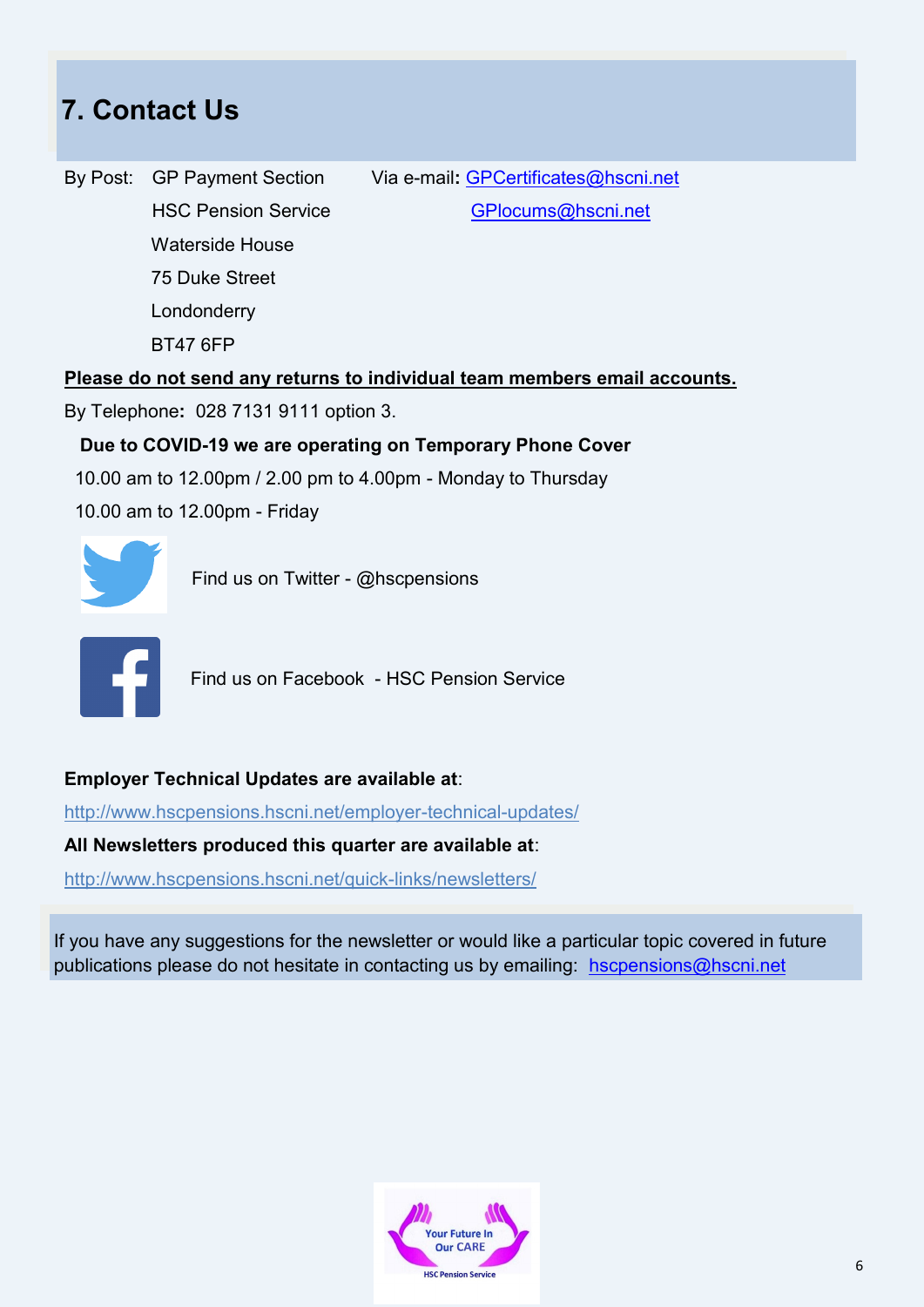# 7. Contact Us

By Post: GP Payment Section
HSC Pension Service
Waterside House
75 Duke Street
Londonderry
BT47 6FP

Via e-mail: GPCertificates@hscni.net
GPlocums@hscni.net

**Please do not send any returns to individual team members email accounts.**

By Telephone**:** 028 7131 9111 option 3.

**Due to COVID-19 we are operating on Temporary Phone Cover**

10.00 am to 12.00pm / 2.00 pm to 4.00pm - Monday to Thursday

10.00 am to 12.00pm - Friday

Find us on Twitter - @hscpensions

Find us on Facebook - HSC Pension Service

**Employer Technical Updates are available at**:

http://www.hscpensions.hscni.net/employer-technical-updates/

**All Newsletters produced this quarter are available at**:

http://www.hscpensions.hscni.net/quick-links/newsletters/

If you have any suggestions for the newsletter or would like a particular topic covered in future publications please do not hesitate in contacting us by emailing: hscpensions@hscni.net

Your Future In Our CARE

HSC Pension Service